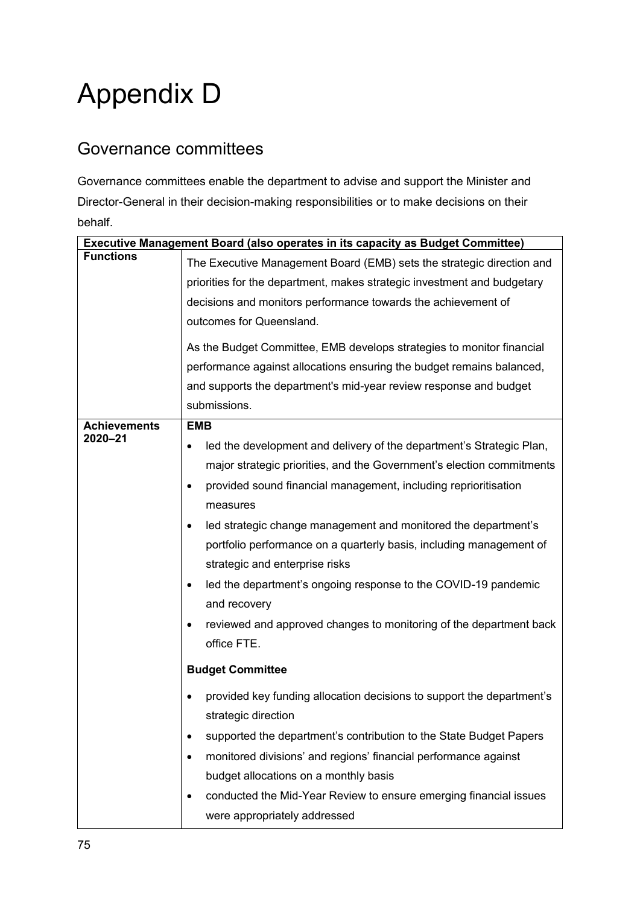# Appendix D

## Governance committees

Governance committees enable the department to advise and support the Minister and Director-General in their decision-making responsibilities or to make decisions on their behalf.

| **Executive Management Board (also operates in its capacity as Budget Committee)** | |
|---|---|
| **Functions** | The Executive Management Board (EMB) sets the strategic direction and priorities for the department, makes strategic investment and budgetary decisions and monitors performance towards the achievement of outcomes for Queensland.<br><br>As the Budget Committee, EMB develops strategies to monitor financial performance against allocations ensuring the budget remains balanced, and supports the department's mid-year review response and budget submissions. |
| **Achievements 2020–21** | **EMB**<br>• led the development and delivery of the department's Strategic Plan, major strategic priorities, and the Government's election commitments<br>• provided sound financial management, including reprioritisation measures<br>• led strategic change management and monitored the department's portfolio performance on a quarterly basis, including management of strategic and enterprise risks<br>• led the department's ongoing response to the COVID-19 pandemic and recovery<br>• reviewed and approved changes to monitoring of the department back office FTE.<br><br>**Budget Committee**<br>• provided key funding allocation decisions to support the department's strategic direction<br>• supported the department's contribution to the State Budget Papers<br>• monitored divisions' and regions' financial performance against budget allocations on a monthly basis<br>• conducted the Mid-Year Review to ensure emerging financial issues were appropriately addressed |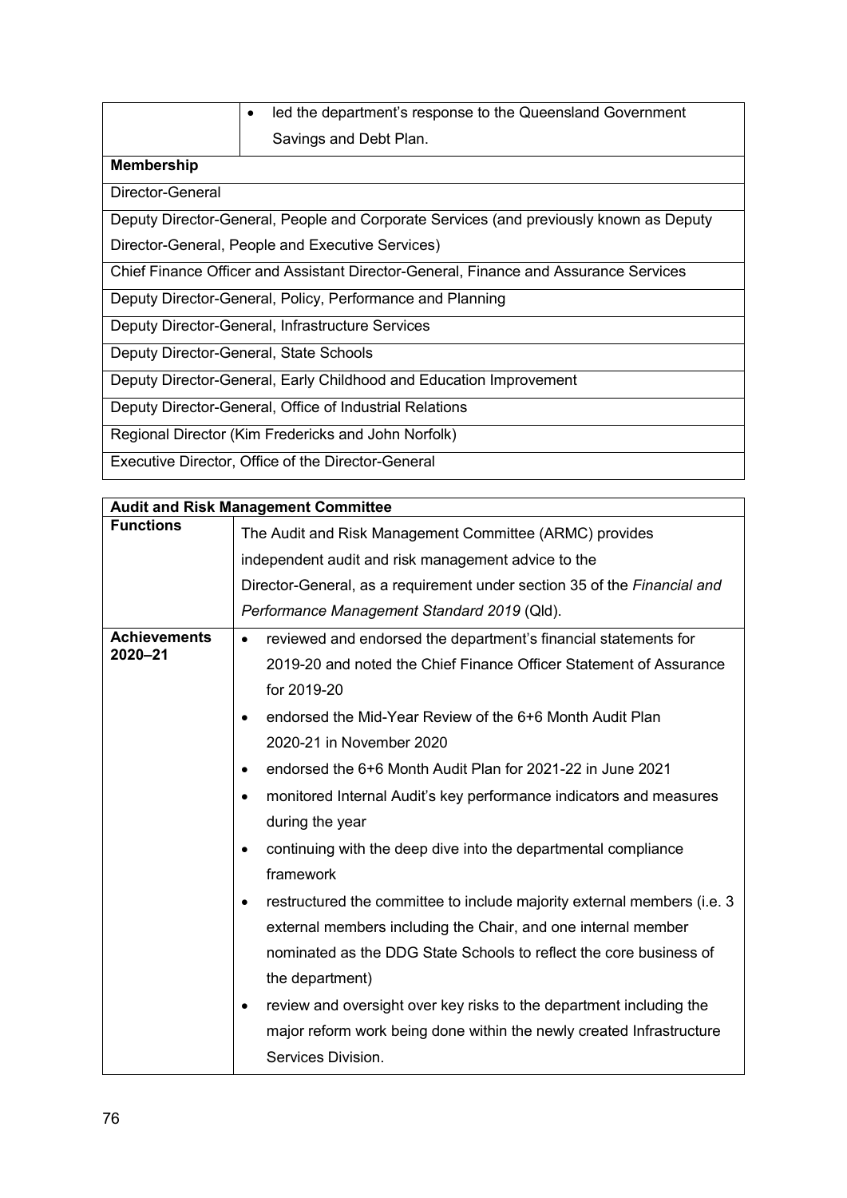| | |
|---|---|
| | • led the department's response to the Queensland Government Savings and Debt Plan. |
| **Membership** | |
| Director-General | |
| Deputy Director-General, People and Corporate Services (and previously known as Deputy Director-General, People and Executive Services) | |
| Chief Finance Officer and Assistant Director-General, Finance and Assurance Services | |
| Deputy Director-General, Policy, Performance and Planning | |
| Deputy Director-General, Infrastructure Services | |
| Deputy Director-General, State Schools | |
| Deputy Director-General, Early Childhood and Education Improvement | |
| Deputy Director-General, Office of Industrial Relations | |
| Regional Director (Kim Fredericks and John Norfolk) | |
| Executive Director, Office of the Director-General | |

| **Audit and Risk Management Committee** | |
|---|---|
| **Functions** | The Audit and Risk Management Committee (ARMC) provides independent audit and risk management advice to the Director-General, as a requirement under section 35 of the *Financial and Performance Management Standard 2019* (Qld). |
| **Achievements 2020–21** | • reviewed and endorsed the department's financial statements for 2019-20 and noted the Chief Finance Officer Statement of Assurance for 2019-20<br>• endorsed the Mid-Year Review of the 6+6 Month Audit Plan 2020-21 in November 2020<br>• endorsed the 6+6 Month Audit Plan for 2021-22 in June 2021<br>• monitored Internal Audit's key performance indicators and measures during the year<br>• continuing with the deep dive into the departmental compliance framework<br>• restructured the committee to include majority external members (i.e. 3 external members including the Chair, and one internal member nominated as the DDG State Schools to reflect the core business of the department)<br>• review and oversight over key risks to the department including the major reform work being done within the newly created Infrastructure Services Division. |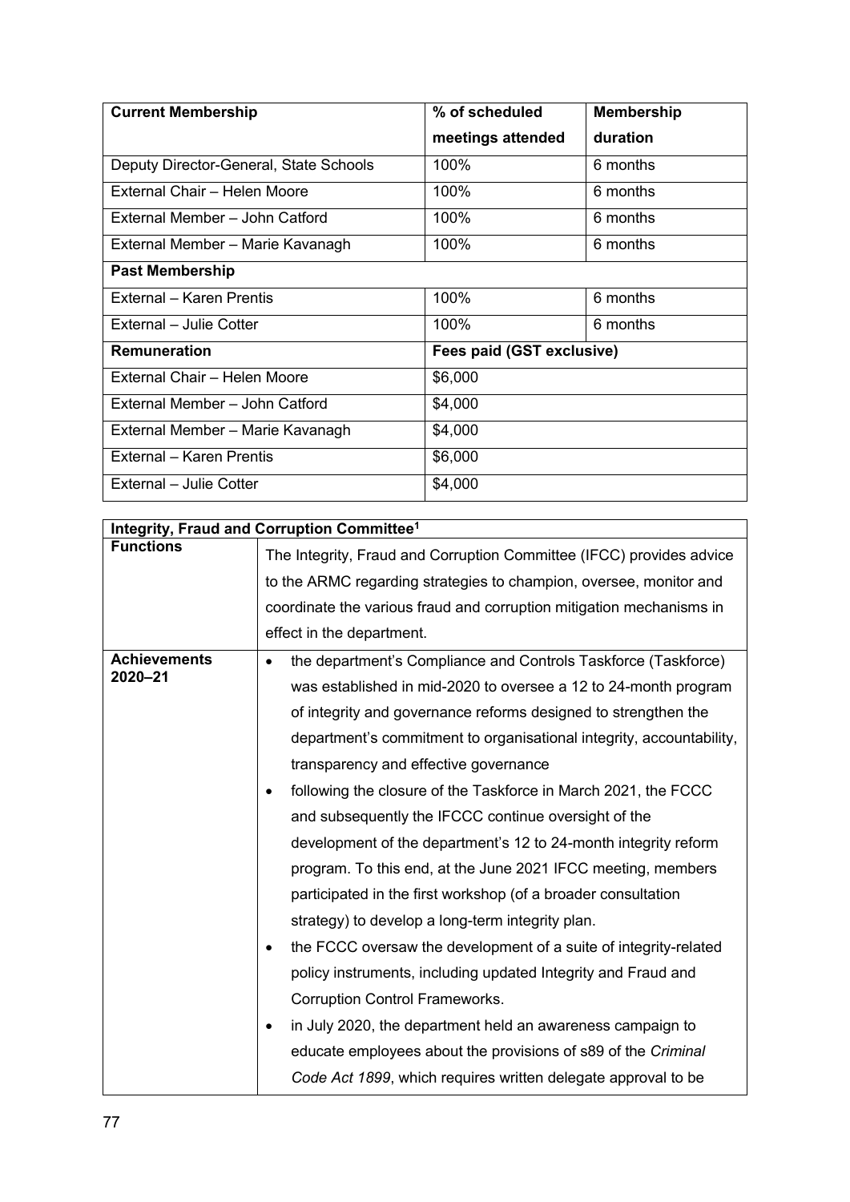| Current Membership | % of scheduled meetings attended | Membership duration |
|---|---|---|
| Deputy Director-General, State Schools | 100% | 6 months |
| External Chair – Helen Moore | 100% | 6 months |
| External Member – John Catford | 100% | 6 months |
| External Member – Marie Kavanagh | 100% | 6 months |
| **Past Membership** | | |
| External – Karen Prentis | 100% | 6 months |
| External – Julie Cotter | 100% | 6 months |
| **Remuneration** | **Fees paid (GST exclusive)** | |
| External Chair – Helen Moore | $6,000 | |
| External Member – John Catford | $4,000 | |
| External Member – Marie Kavanagh | $4,000 | |
| External – Karen Prentis | $6,000 | |
| External – Julie Cotter | $4,000 | |

| Integrity, Fraud and Corruption Committee[1] | |
|---|---|
| **Functions** | The Integrity, Fraud and Corruption Committee (IFCC) provides advice to the ARMC regarding strategies to champion, oversee, monitor and coordinate the various fraud and corruption mitigation mechanisms in effect in the department. |
| **Achievements 2020–21** | • the department's Compliance and Controls Taskforce (Taskforce) was established in mid-2020 to oversee a 12 to 24-month program of integrity and governance reforms designed to strengthen the department's commitment to organisational integrity, accountability, transparency and effective governance<br>• following the closure of the Taskforce in March 2021, the FCCC and subsequently the IFCCC continue oversight of the development of the department's 12 to 24-month integrity reform program. To this end, at the June 2021 IFCC meeting, members participated in the first workshop (of a broader consultation strategy) to develop a long-term integrity plan.<br>• the FCCC oversaw the development of a suite of integrity-related policy instruments, including updated Integrity and Fraud and Corruption Control Frameworks.<br>• in July 2020, the department held an awareness campaign to educate employees about the provisions of s89 of the *Criminal Code Act 1899*, which requires written delegate approval to be |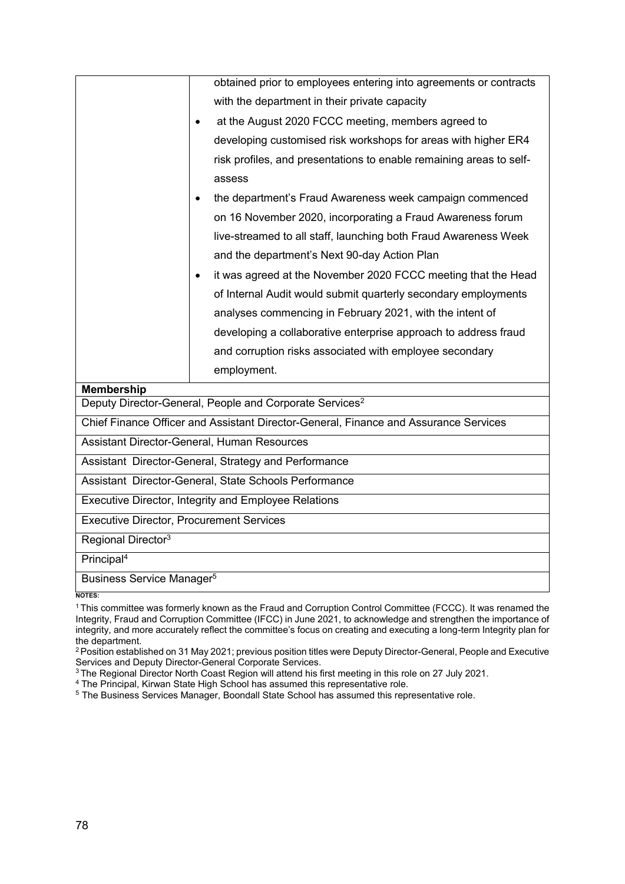| | |
|---|---|
| | obtained prior to employees entering into agreements or contracts with the department in their private capacity<br>• at the August 2020 FCCC meeting, members agreed to developing customised risk workshops for areas with higher ER4 risk profiles, and presentations to enable remaining areas to self-assess<br>• the department's Fraud Awareness week campaign commenced on 16 November 2020, incorporating a Fraud Awareness forum live-streamed to all staff, launching both Fraud Awareness Week and the department's Next 90-day Action Plan<br>• it was agreed at the November 2020 FCCC meeting that the Head of Internal Audit would submit quarterly secondary employments analyses commencing in February 2021, with the intent of developing a collaborative enterprise approach to address fraud and corruption risks associated with employee secondary employment. |

| **Membership** |
|---|
| Deputy Director-General, People and Corporate Services[2] |
| Chief Finance Officer and Assistant Director-General, Finance and Assurance Services |
| Assistant Director-General, Human Resources |
| Assistant Director-General, Strategy and Performance |
| Assistant Director-General, State Schools Performance |
| Executive Director, Integrity and Employee Relations |
| Executive Director, Procurement Services |
| Regional Director[3] |
| Principal[4] |
| Business Service Manager[5] |

**NOTES:**

[1] This committee was formerly known as the Fraud and Corruption Control Committee (FCCC). It was renamed the Integrity, Fraud and Corruption Committee (IFCC) in June 2021, to acknowledge and strengthen the importance of integrity, and more accurately reflect the committee's focus on creating and executing a long-term Integrity plan for the department.

[2] Position established on 31 May 2021; previous position titles were Deputy Director-General, People and Executive Services and Deputy Director-General Corporate Services.

[3] The Regional Director North Coast Region will attend his first meeting in this role on 27 July 2021.

[4] The Principal, Kirwan State High School has assumed this representative role.

[5] The Business Services Manager, Boondall State School has assumed this representative role.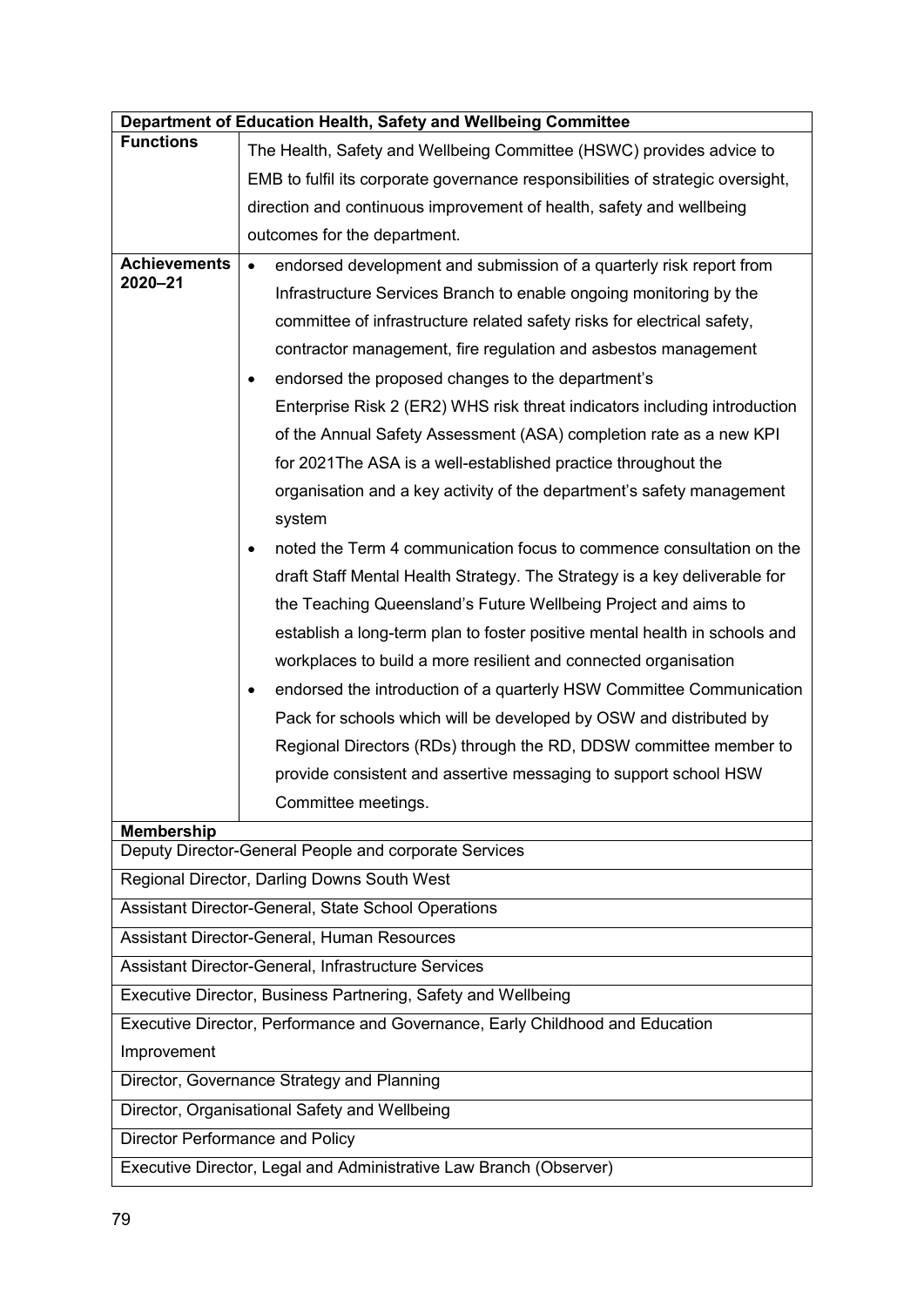| Department of Education Health, Safety and Wellbeing Committee | |
|---|---|
| **Functions** | The Health, Safety and Wellbeing Committee (HSWC) provides advice to EMB to fulfil its corporate governance responsibilities of strategic oversight, direction and continuous improvement of health, safety and wellbeing outcomes for the department. |
| **Achievements 2020–21** | • endorsed development and submission of a quarterly risk report from Infrastructure Services Branch to enable ongoing monitoring by the committee of infrastructure related safety risks for electrical safety, contractor management, fire regulation and asbestos management<br>• endorsed the proposed changes to the department's Enterprise Risk 2 (ER2) WHS risk threat indicators including introduction of the Annual Safety Assessment (ASA) completion rate as a new KPI for 2021The ASA is a well-established practice throughout the organisation and a key activity of the department's safety management system<br>• noted the Term 4 communication focus to commence consultation on the draft Staff Mental Health Strategy. The Strategy is a key deliverable for the Teaching Queensland's Future Wellbeing Project and aims to establish a long-term plan to foster positive mental health in schools and workplaces to build a more resilient and connected organisation<br>• endorsed the introduction of a quarterly HSW Committee Communication Pack for schools which will be developed by OSW and distributed by Regional Directors (RDs) through the RD, DDSW committee member to provide consistent and assertive messaging to support school HSW Committee meetings. |
| **Membership** | |
| Deputy Director-General People and corporate Services | |
| Regional Director, Darling Downs South West | |
| Assistant Director-General, State School Operations | |
| Assistant Director-General, Human Resources | |
| Assistant Director-General, Infrastructure Services | |
| Executive Director, Business Partnering, Safety and Wellbeing | |
| Executive Director, Performance and Governance, Early Childhood and Education Improvement | |
| Director, Governance Strategy and Planning | |
| Director, Organisational Safety and Wellbeing | |
| Director Performance and Policy | |
| Executive Director, Legal and Administrative Law Branch (Observer) | |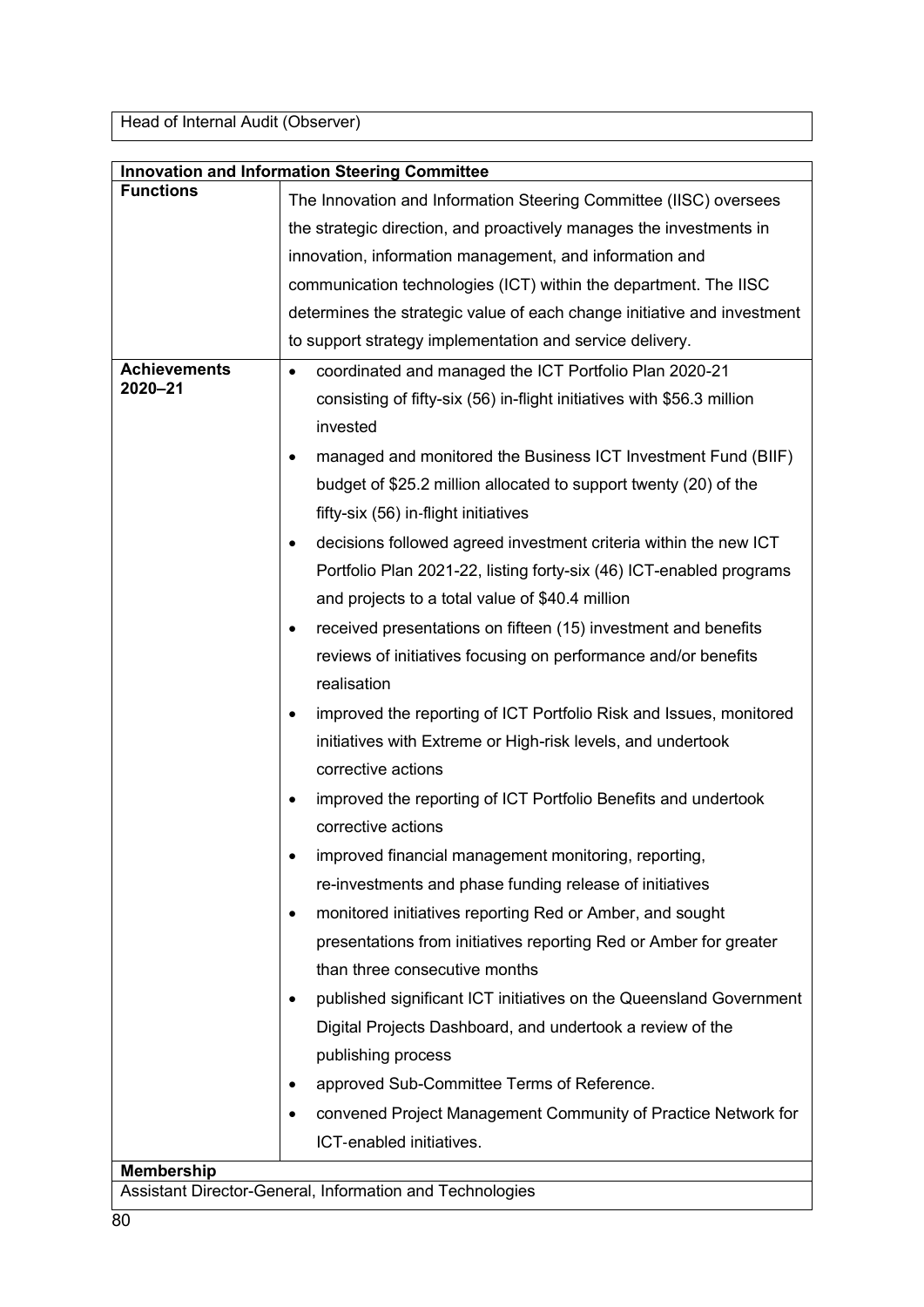| Head of Internal Audit (Observer) |
|---|

| **Innovation and Information Steering Committee** | |
|---|---|
| **Functions** | The Innovation and Information Steering Committee (IISC) oversees the strategic direction, and proactively manages the investments in innovation, information management, and information and communication technologies (ICT) within the department. The IISC determines the strategic value of each change initiative and investment to support strategy implementation and service delivery. |
| **Achievements 2020–21** | • coordinated and managed the ICT Portfolio Plan 2020-21 consisting of fifty-six (56) in-flight initiatives with $56.3 million invested<br>• managed and monitored the Business ICT Investment Fund (BIIF) budget of $25.2 million allocated to support twenty (20) of the fifty-six (56) in-flight initiatives<br>• decisions followed agreed investment criteria within the new ICT Portfolio Plan 2021-22, listing forty-six (46) ICT-enabled programs and projects to a total value of $40.4 million<br>• received presentations on fifteen (15) investment and benefits reviews of initiatives focusing on performance and/or benefits realisation<br>• improved the reporting of ICT Portfolio Risk and Issues, monitored initiatives with Extreme or High-risk levels, and undertook corrective actions<br>• improved the reporting of ICT Portfolio Benefits and undertook corrective actions<br>• improved financial management monitoring, reporting, re-investments and phase funding release of initiatives<br>• monitored initiatives reporting Red or Amber, and sought presentations from initiatives reporting Red or Amber for greater than three consecutive months<br>• published significant ICT initiatives on the Queensland Government Digital Projects Dashboard, and undertook a review of the publishing process<br>• approved Sub-Committee Terms of Reference.<br>• convened Project Management Community of Practice Network for ICT-enabled initiatives. |
| **Membership** | |
| Assistant Director-General, Information and Technologies | |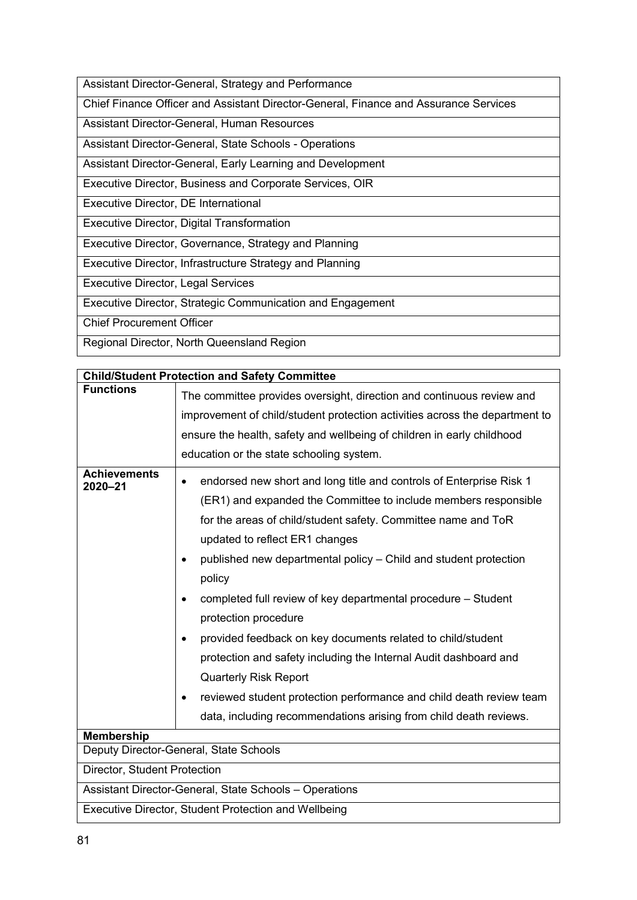| Assistant Director-General, Strategy and Performance |
|---|
| Chief Finance Officer and Assistant Director-General, Finance and Assurance Services |
| Assistant Director-General, Human Resources |
| Assistant Director-General, State Schools - Operations |
| Assistant Director-General, Early Learning and Development |
| Executive Director, Business and Corporate Services, OIR |
| Executive Director, DE International |
| Executive Director, Digital Transformation |
| Executive Director, Governance, Strategy and Planning |
| Executive Director, Infrastructure Strategy and Planning |
| Executive Director, Legal Services |
| Executive Director, Strategic Communication and Engagement |
| Chief Procurement Officer |
| Regional Director, North Queensland Region |

| **Child/Student Protection and Safety Committee** | |
|---|---|
| **Functions** | The committee provides oversight, direction and continuous review and improvement of child/student protection activities across the department to ensure the health, safety and wellbeing of children in early childhood education or the state schooling system. |
| **Achievements 2020–21** | • endorsed new short and long title and controls of Enterprise Risk 1 (ER1) and expanded the Committee to include members responsible for the areas of child/student safety. Committee name and ToR updated to reflect ER1 changes<br>• published new departmental policy – Child and student protection policy<br>• completed full review of key departmental procedure – Student protection procedure<br>• provided feedback on key documents related to child/student protection and safety including the Internal Audit dashboard and Quarterly Risk Report<br>• reviewed student protection performance and child death review team data, including recommendations arising from child death reviews. |
| **Membership** | |
| Deputy Director-General, State Schools | |
| Director, Student Protection | |
| Assistant Director-General, State Schools – Operations | |
| Executive Director, Student Protection and Wellbeing | |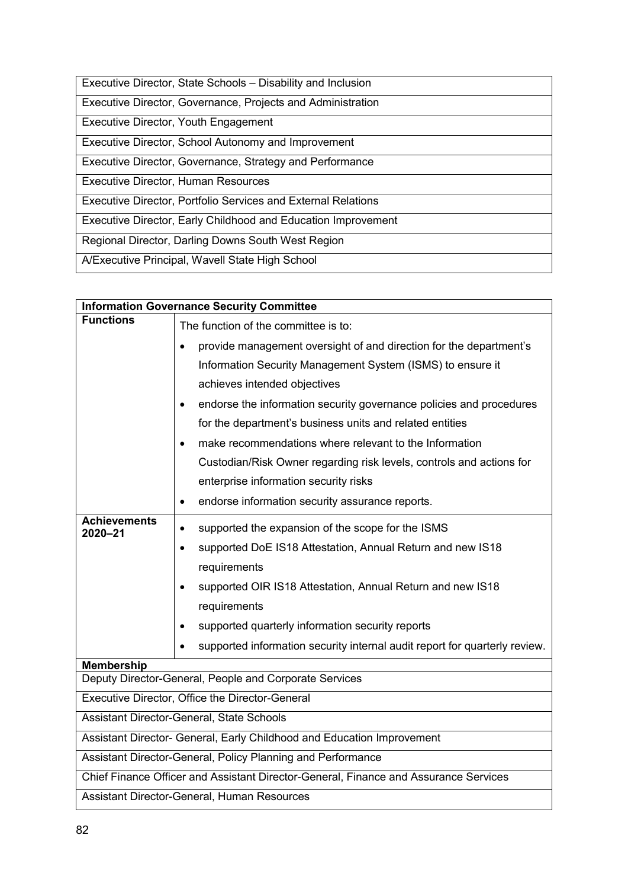| Executive Director, State Schools – Disability and Inclusion |
|---|
| Executive Director, Governance, Projects and Administration |
| Executive Director, Youth Engagement |
| Executive Director, School Autonomy and Improvement |
| Executive Director, Governance, Strategy and Performance |
| Executive Director, Human Resources |
| Executive Director, Portfolio Services and External Relations |
| Executive Director, Early Childhood and Education Improvement |
| Regional Director, Darling Downs South West Region |
| A/Executive Principal, Wavell State High School |

| **Information Governance Security Committee** | |
|---|---|
| **Functions** | The function of the committee is to:<br>• provide management oversight of and direction for the department's Information Security Management System (ISMS) to ensure it achieves intended objectives<br>• endorse the information security governance policies and procedures for the department's business units and related entities<br>• make recommendations where relevant to the Information Custodian/Risk Owner regarding risk levels, controls and actions for enterprise information security risks<br>• endorse information security assurance reports. |
| **Achievements 2020–21** | • supported the expansion of the scope for the ISMS<br>• supported DoE IS18 Attestation, Annual Return and new IS18 requirements<br>• supported OIR IS18 Attestation, Annual Return and new IS18 requirements<br>• supported quarterly information security reports<br>• supported information security internal audit report for quarterly review. |
| **Membership** | |
| Deputy Director-General, People and Corporate Services | |
| Executive Director, Office the Director-General | |
| Assistant Director-General, State Schools | |
| Assistant Director- General, Early Childhood and Education Improvement | |
| Assistant Director-General, Policy Planning and Performance | |
| Chief Finance Officer and Assistant Director-General, Finance and Assurance Services | |
| Assistant Director-General, Human Resources | |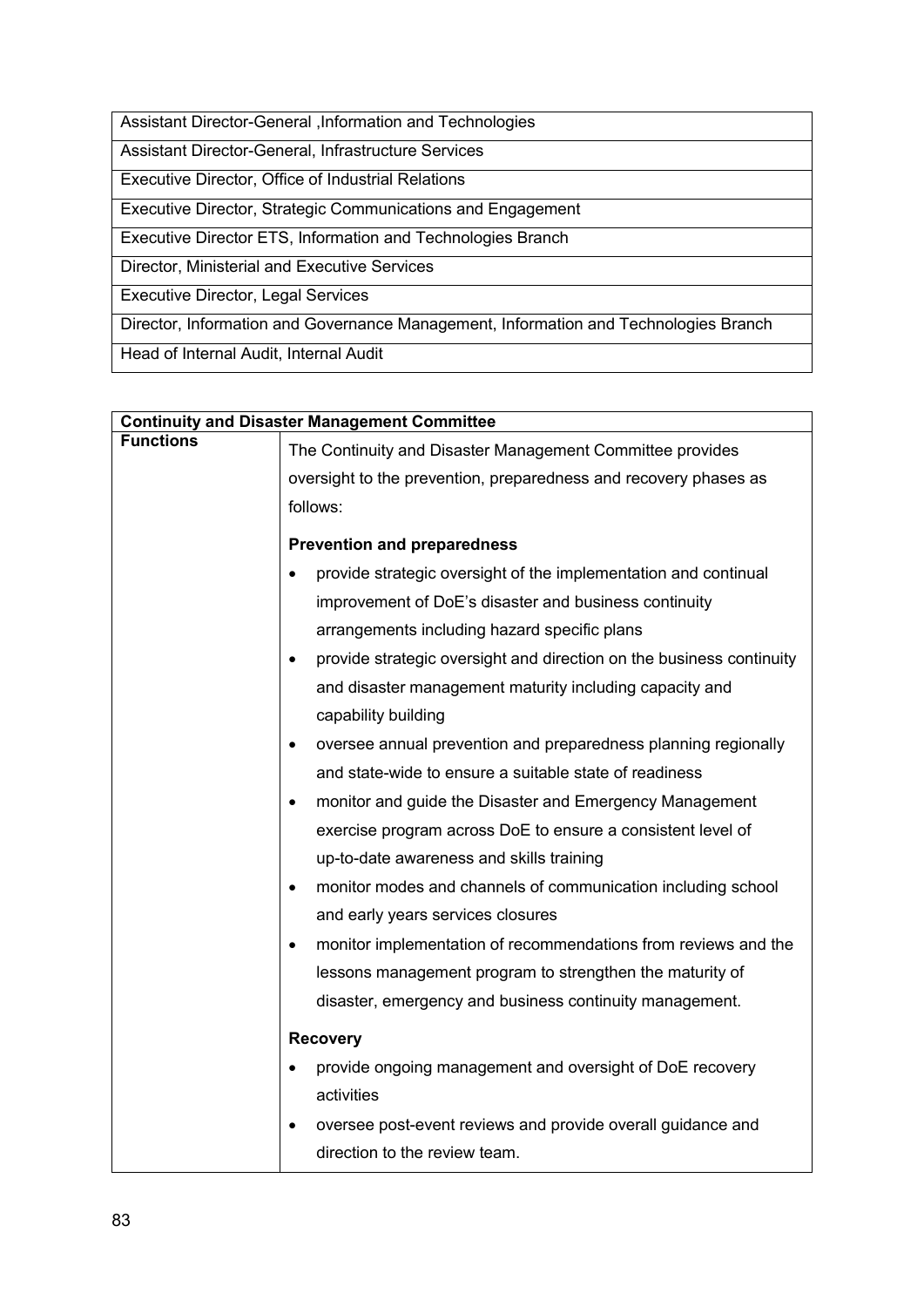| Assistant Director-General ,Information and Technologies |
|---|
| Assistant Director-General, Infrastructure Services |
| Executive Director, Office of Industrial Relations |
| Executive Director, Strategic Communications and Engagement |
| Executive Director ETS, Information and Technologies Branch |
| Director, Ministerial and Executive Services |
| Executive Director, Legal Services |
| Director, Information and Governance Management, Information and Technologies Branch |
| Head of Internal Audit, Internal Audit |

| **Continuity and Disaster Management Committee** | |
|---|---|
| **Functions** | The Continuity and Disaster Management Committee provides oversight to the prevention, preparedness and recovery phases as follows:<br><br>**Prevention and preparedness**<br>• provide strategic oversight of the implementation and continual improvement of DoE's disaster and business continuity arrangements including hazard specific plans<br>• provide strategic oversight and direction on the business continuity and disaster management maturity including capacity and capability building<br>• oversee annual prevention and preparedness planning regionally and state-wide to ensure a suitable state of readiness<br>• monitor and guide the Disaster and Emergency Management exercise program across DoE to ensure a consistent level of up-to-date awareness and skills training<br>• monitor modes and channels of communication including school and early years services closures<br>• monitor implementation of recommendations from reviews and the lessons management program to strengthen the maturity of disaster, emergency and business continuity management.<br><br>**Recovery**<br>• provide ongoing management and oversight of DoE recovery activities<br>• oversee post-event reviews and provide overall guidance and direction to the review team. |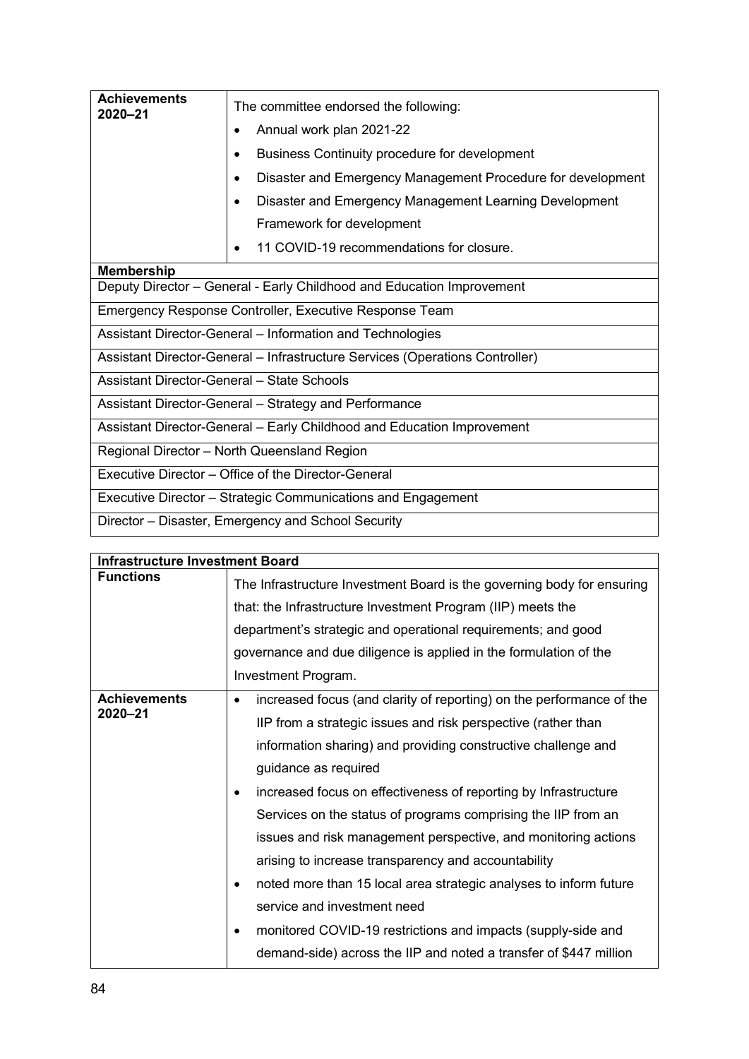| | |
|---|---|
| **Achievements 2020–21** | The committee endorsed the following:<br>• Annual work plan 2021-22<br>• Business Continuity procedure for development<br>• Disaster and Emergency Management Procedure for development<br>• Disaster and Emergency Management Learning Development Framework for development<br>• 11 COVID-19 recommendations for closure. |
| **Membership** | |
| Deputy Director – General - Early Childhood and Education Improvement | |
| Emergency Response Controller, Executive Response Team | |
| Assistant Director-General – Information and Technologies | |
| Assistant Director-General – Infrastructure Services (Operations Controller) | |
| Assistant Director-General – State Schools | |
| Assistant Director-General – Strategy and Performance | |
| Assistant Director-General – Early Childhood and Education Improvement | |
| Regional Director – North Queensland Region | |
| Executive Director – Office of the Director-General | |
| Executive Director – Strategic Communications and Engagement | |
| Director – Disaster, Emergency and School Security | |

| **Infrastructure Investment Board** | |
|---|---|
| **Functions** | The Infrastructure Investment Board is the governing body for ensuring that: the Infrastructure Investment Program (IIP) meets the department's strategic and operational requirements; and good governance and due diligence is applied in the formulation of the Investment Program. |
| **Achievements 2020–21** | • increased focus (and clarity of reporting) on the performance of the IIP from a strategic issues and risk perspective (rather than information sharing) and providing constructive challenge and guidance as required<br>• increased focus on effectiveness of reporting by Infrastructure Services on the status of programs comprising the IIP from an issues and risk management perspective, and monitoring actions arising to increase transparency and accountability<br>• noted more than 15 local area strategic analyses to inform future service and investment need<br>• monitored COVID-19 restrictions and impacts (supply-side and demand-side) across the IIP and noted a transfer of $447 million |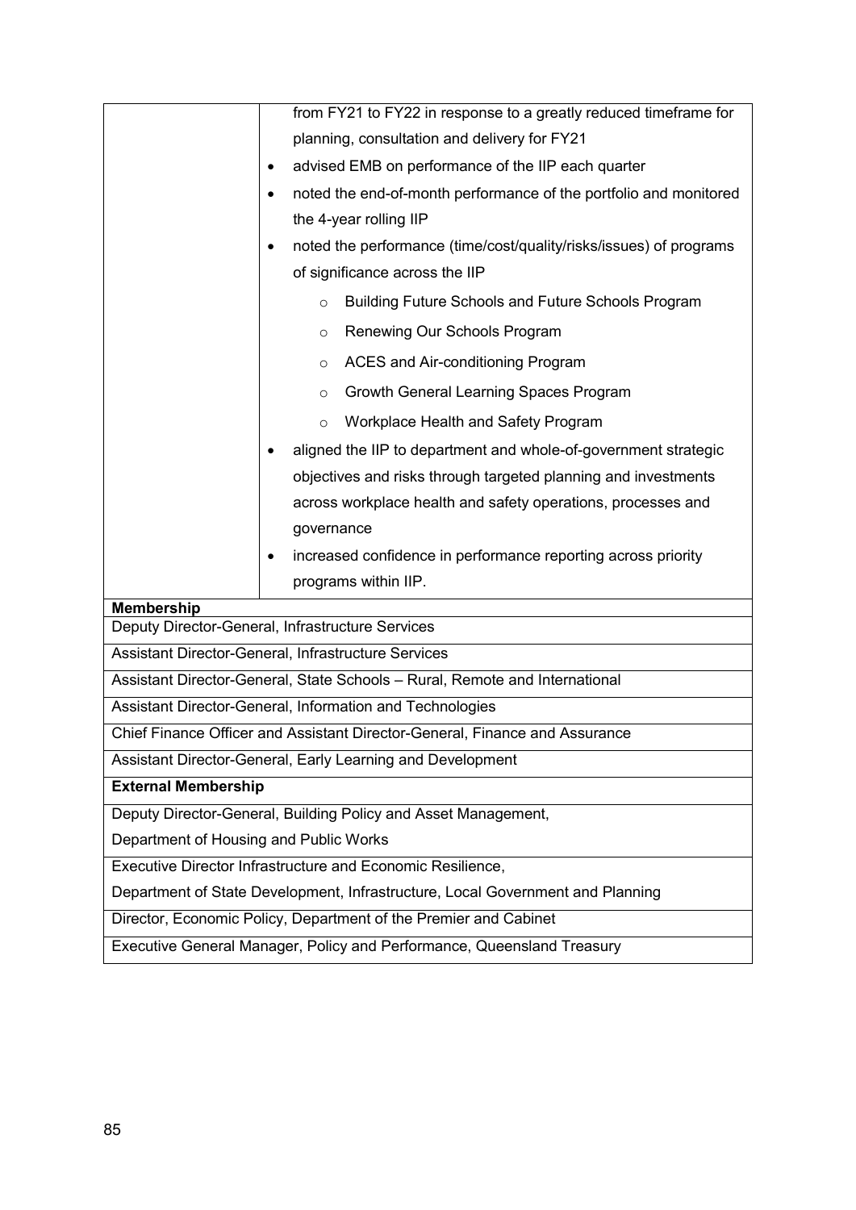| | |
|---|---|
| | from FY21 to FY22 in response to a greatly reduced timeframe for planning, consultation and delivery for FY21<br>• advised EMB on performance of the IIP each quarter<br>• noted the end-of-month performance of the portfolio and monitored the 4-year rolling IIP<br>• noted the performance (time/cost/quality/risks/issues) of programs of significance across the IIP<br>  ○ Building Future Schools and Future Schools Program<br>  ○ Renewing Our Schools Program<br>  ○ ACES and Air-conditioning Program<br>  ○ Growth General Learning Spaces Program<br>  ○ Workplace Health and Safety Program<br>• aligned the IIP to department and whole-of-government strategic objectives and risks through targeted planning and investments across workplace health and safety operations, processes and governance<br>• increased confidence in performance reporting across priority programs within IIP. |
| **Membership** | |
| Deputy Director-General, Infrastructure Services | |
| Assistant Director-General, Infrastructure Services | |
| Assistant Director-General, State Schools – Rural, Remote and International | |
| Assistant Director-General, Information and Technologies | |
| Chief Finance Officer and Assistant Director-General, Finance and Assurance | |
| Assistant Director-General, Early Learning and Development | |
| **External Membership** | |
| Deputy Director-General, Building Policy and Asset Management, Department of Housing and Public Works | |
| Executive Director Infrastructure and Economic Resilience, Department of State Development, Infrastructure, Local Government and Planning | |
| Director, Economic Policy, Department of the Premier and Cabinet | |
| Executive General Manager, Policy and Performance, Queensland Treasury | |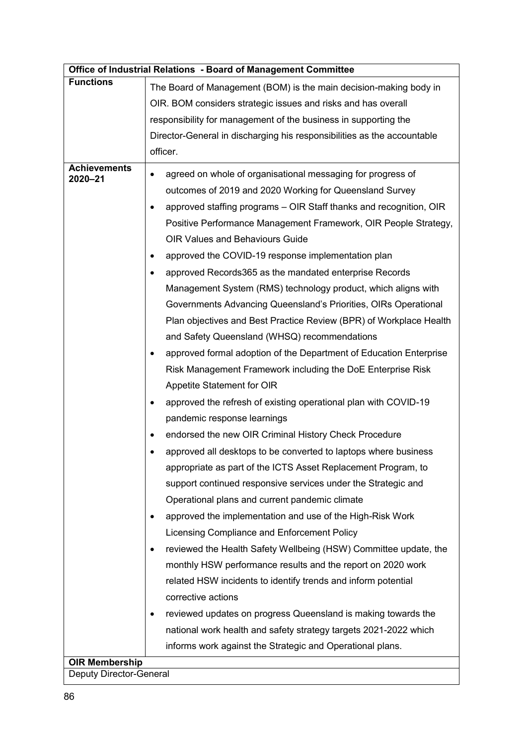| Office of Industrial Relations - Board of Management Committee | |
|---|---|
| **Functions** | The Board of Management (BOM) is the main decision-making body in OIR. BOM considers strategic issues and risks and has overall responsibility for management of the business in supporting the Director-General in discharging his responsibilities as the accountable officer. |
| **Achievements 2020–21** | • agreed on whole of organisational messaging for progress of outcomes of 2019 and 2020 Working for Queensland Survey<br>• approved staffing programs – OIR Staff thanks and recognition, OIR Positive Performance Management Framework, OIR People Strategy, OIR Values and Behaviours Guide<br>• approved the COVID-19 response implementation plan<br>• approved Records365 as the mandated enterprise Records Management System (RMS) technology product, which aligns with Governments Advancing Queensland's Priorities, OIRs Operational Plan objectives and Best Practice Review (BPR) of Workplace Health and Safety Queensland (WHSQ) recommendations<br>• approved formal adoption of the Department of Education Enterprise Risk Management Framework including the DoE Enterprise Risk Appetite Statement for OIR<br>• approved the refresh of existing operational plan with COVID-19 pandemic response learnings<br>• endorsed the new OIR Criminal History Check Procedure<br>• approved all desktops to be converted to laptops where business appropriate as part of the ICTS Asset Replacement Program, to support continued responsive services under the Strategic and Operational plans and current pandemic climate<br>• approved the implementation and use of the High-Risk Work Licensing Compliance and Enforcement Policy<br>• reviewed the Health Safety Wellbeing (HSW) Committee update, the monthly HSW performance results and the report on 2020 work related HSW incidents to identify trends and inform potential corrective actions<br>• reviewed updates on progress Queensland is making towards the national work health and safety strategy targets 2021-2022 which informs work against the Strategic and Operational plans. |
| **OIR Membership** | |
| Deputy Director-General | |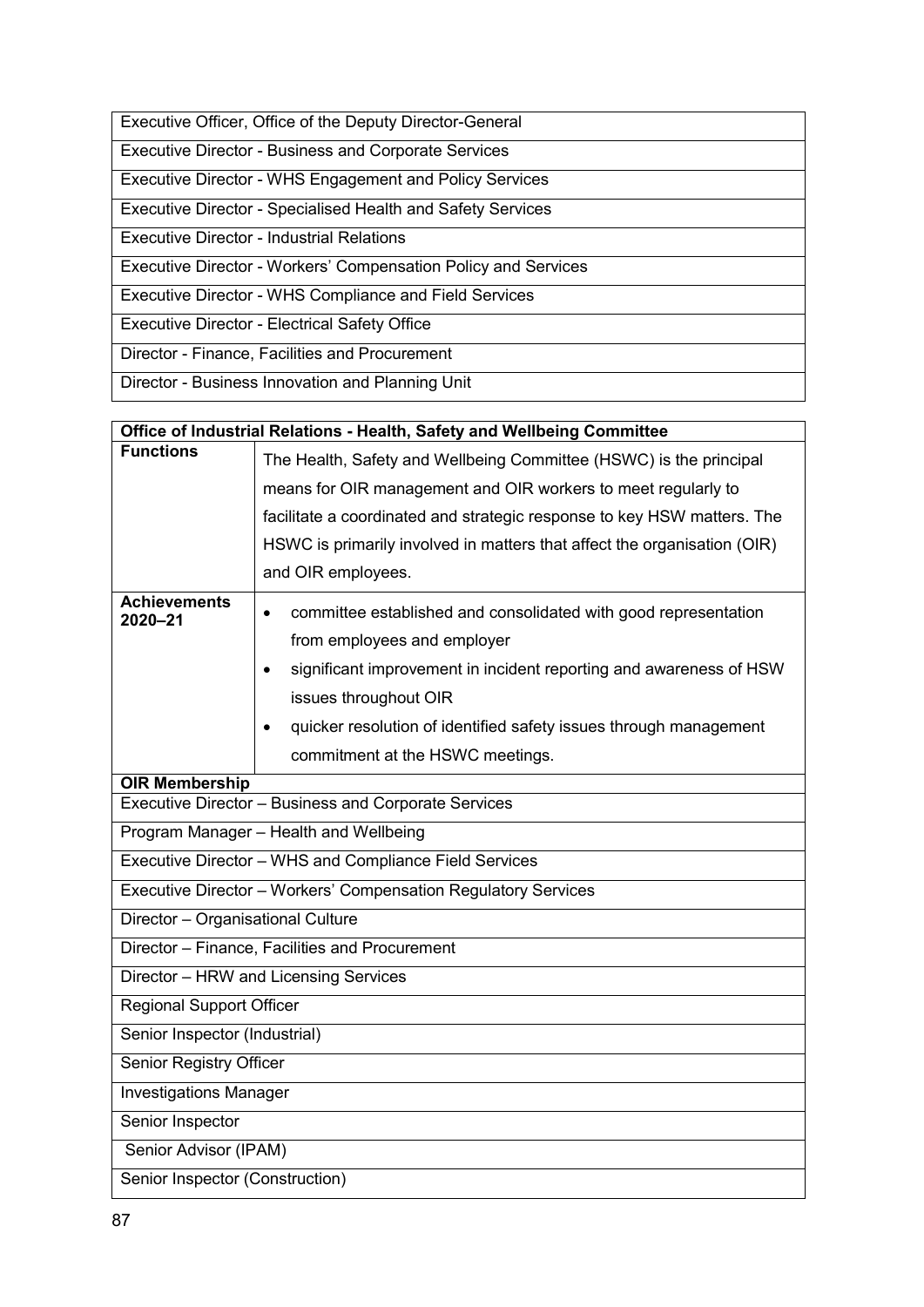| Executive Officer, Office of the Deputy Director-General |
|---|
| Executive Director - Business and Corporate Services |
| Executive Director - WHS Engagement and Policy Services |
| Executive Director - Specialised Health and Safety Services |
| Executive Director - Industrial Relations |
| Executive Director - Workers' Compensation Policy and Services |
| Executive Director - WHS Compliance and Field Services |
| Executive Director - Electrical Safety Office |
| Director - Finance, Facilities and Procurement |
| Director - Business Innovation and Planning Unit |

| **Office of Industrial Relations - Health, Safety and Wellbeing Committee** | |
|---|---|
| **Functions** | The Health, Safety and Wellbeing Committee (HSWC) is the principal means for OIR management and OIR workers to meet regularly to facilitate a coordinated and strategic response to key HSW matters. The HSWC is primarily involved in matters that affect the organisation (OIR) and OIR employees. |
| **Achievements 2020–21** | • committee established and consolidated with good representation from employees and employer<br>• significant improvement in incident reporting and awareness of HSW issues throughout OIR<br>• quicker resolution of identified safety issues through management commitment at the HSWC meetings. |
| **OIR Membership** | |
| Executive Director – Business and Corporate Services | |
| Program Manager – Health and Wellbeing | |
| Executive Director – WHS and Compliance Field Services | |
| Executive Director – Workers' Compensation Regulatory Services | |
| Director – Organisational Culture | |
| Director – Finance, Facilities and Procurement | |
| Director – HRW and Licensing Services | |
| Regional Support Officer | |
| Senior Inspector (Industrial) | |
| Senior Registry Officer | |
| Investigations Manager | |
| Senior Inspector | |
| Senior Advisor (IPAM) | |
| Senior Inspector (Construction) | |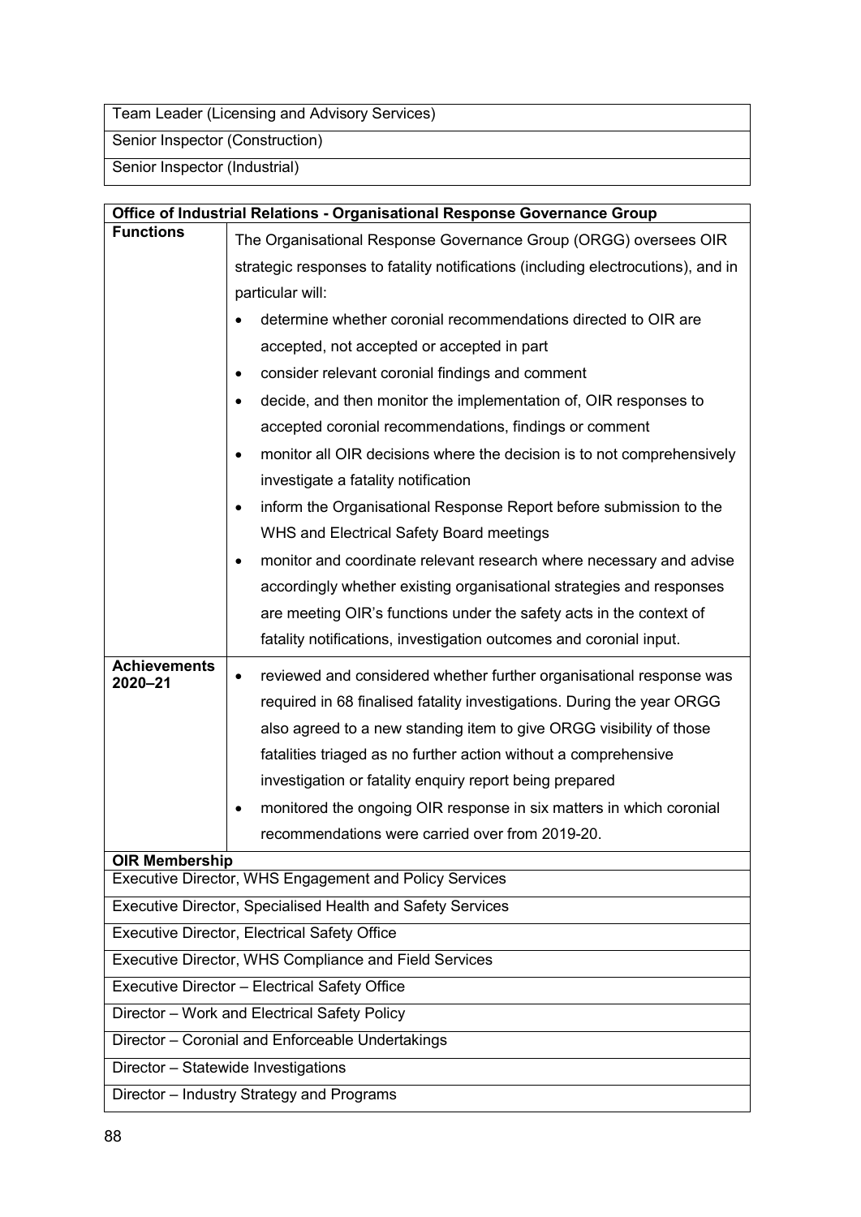| |
|---|
| Team Leader (Licensing and Advisory Services) |
| Senior Inspector (Construction) |
| Senior Inspector (Industrial) |

| **Office of Industrial Relations - Organisational Response Governance Group** | |
|---|---|
| **Functions** | The Organisational Response Governance Group (ORGG) oversees OIR strategic responses to fatality notifications (including electrocutions), and in particular will:<br>• determine whether coronial recommendations directed to OIR are accepted, not accepted or accepted in part<br>• consider relevant coronial findings and comment<br>• decide, and then monitor the implementation of, OIR responses to accepted coronial recommendations, findings or comment<br>• monitor all OIR decisions where the decision is to not comprehensively investigate a fatality notification<br>• inform the Organisational Response Report before submission to the WHS and Electrical Safety Board meetings<br>• monitor and coordinate relevant research where necessary and advise accordingly whether existing organisational strategies and responses are meeting OIR's functions under the safety acts in the context of fatality notifications, investigation outcomes and coronial input. |
| **Achievements 2020–21** | • reviewed and considered whether further organisational response was required in 68 finalised fatality investigations. During the year ORGG also agreed to a new standing item to give ORGG visibility of those fatalities triaged as no further action without a comprehensive investigation or fatality enquiry report being prepared<br>• monitored the ongoing OIR response in six matters in which coronial recommendations were carried over from 2019-20. |
| **OIR Membership** | |
| Executive Director, WHS Engagement and Policy Services | |
| Executive Director, Specialised Health and Safety Services | |
| Executive Director, Electrical Safety Office | |
| Executive Director, WHS Compliance and Field Services | |
| Executive Director – Electrical Safety Office | |
| Director – Work and Electrical Safety Policy | |
| Director – Coronial and Enforceable Undertakings | |
| Director – Statewide Investigations | |
| Director – Industry Strategy and Programs | |